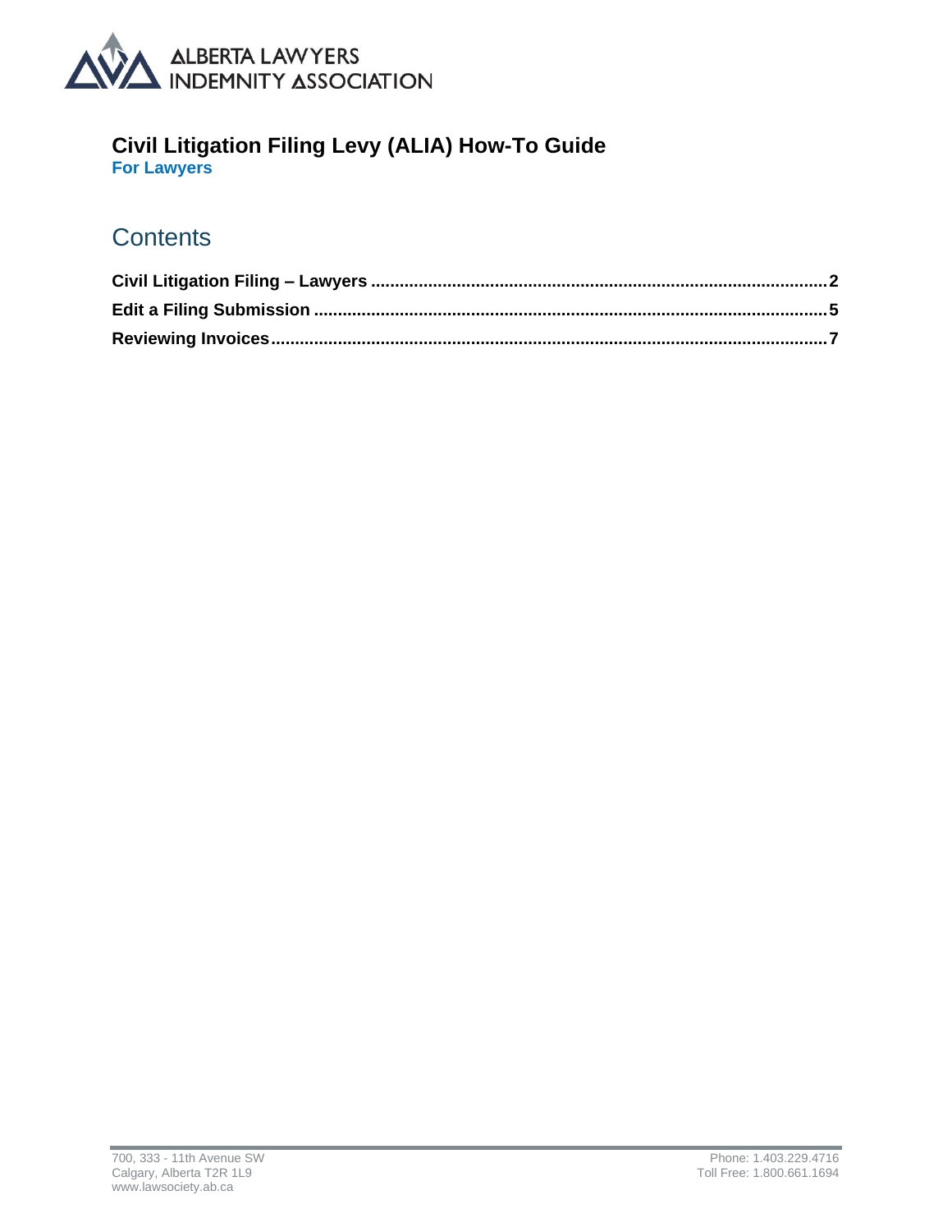ALBERTA LAWYERS INDEMNITY ASSOCIATION

# Civil Litigation Filing Levy (ALIA) How-To Guide

**For Lawyers**

## Contents

**Civil Litigation Filing – Lawyers** ........................................ 2

**Edit a Filing Submission** ........................................ 5

**Reviewing Invoices** ........................................ 7

700, 333 - 11th Avenue SW
Calgary, Alberta T2R 1L9
www.lawsociety.ab.ca

Phone: 1.403.229.4716
Toll Free: 1.800.661.1694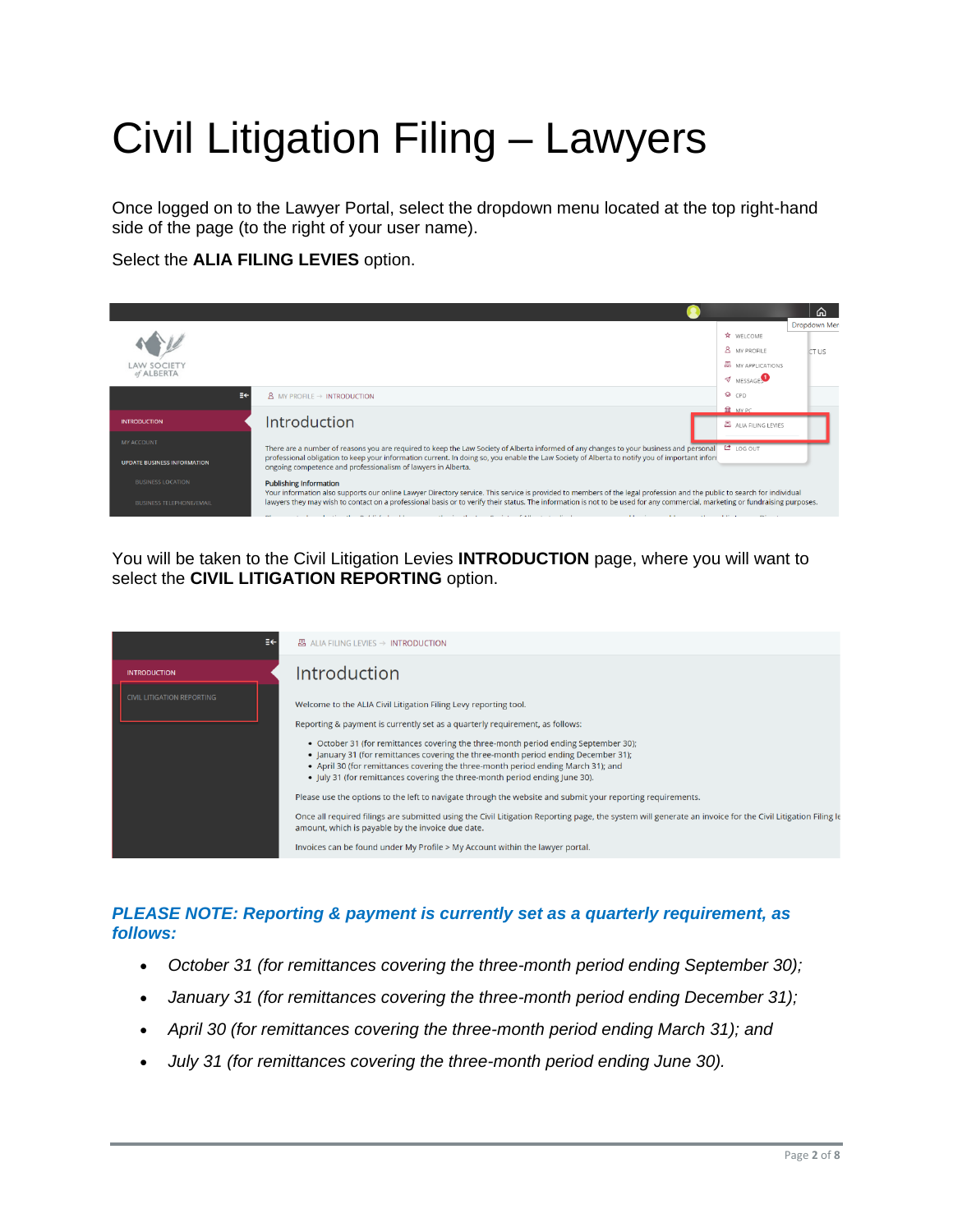# Civil Litigation Filing – Lawyers

Once logged on to the Lawyer Portal, select the dropdown menu located at the top right-hand side of the page (to the right of your user name).

Select the **ALIA FILING LEVIES** option.

You will be taken to the Civil Litigation Levies **INTRODUCTION** page, where you will want to select the **CIVIL LITIGATION REPORTING** option.

***PLEASE NOTE: Reporting & payment is currently set as a quarterly requirement, as follows:***

- *October 31 (for remittances covering the three-month period ending September 30);*
- *January 31 (for remittances covering the three-month period ending December 31);*
- *April 30 (for remittances covering the three-month period ending March 31); and*
- *July 31 (for remittances covering the three-month period ending June 30).*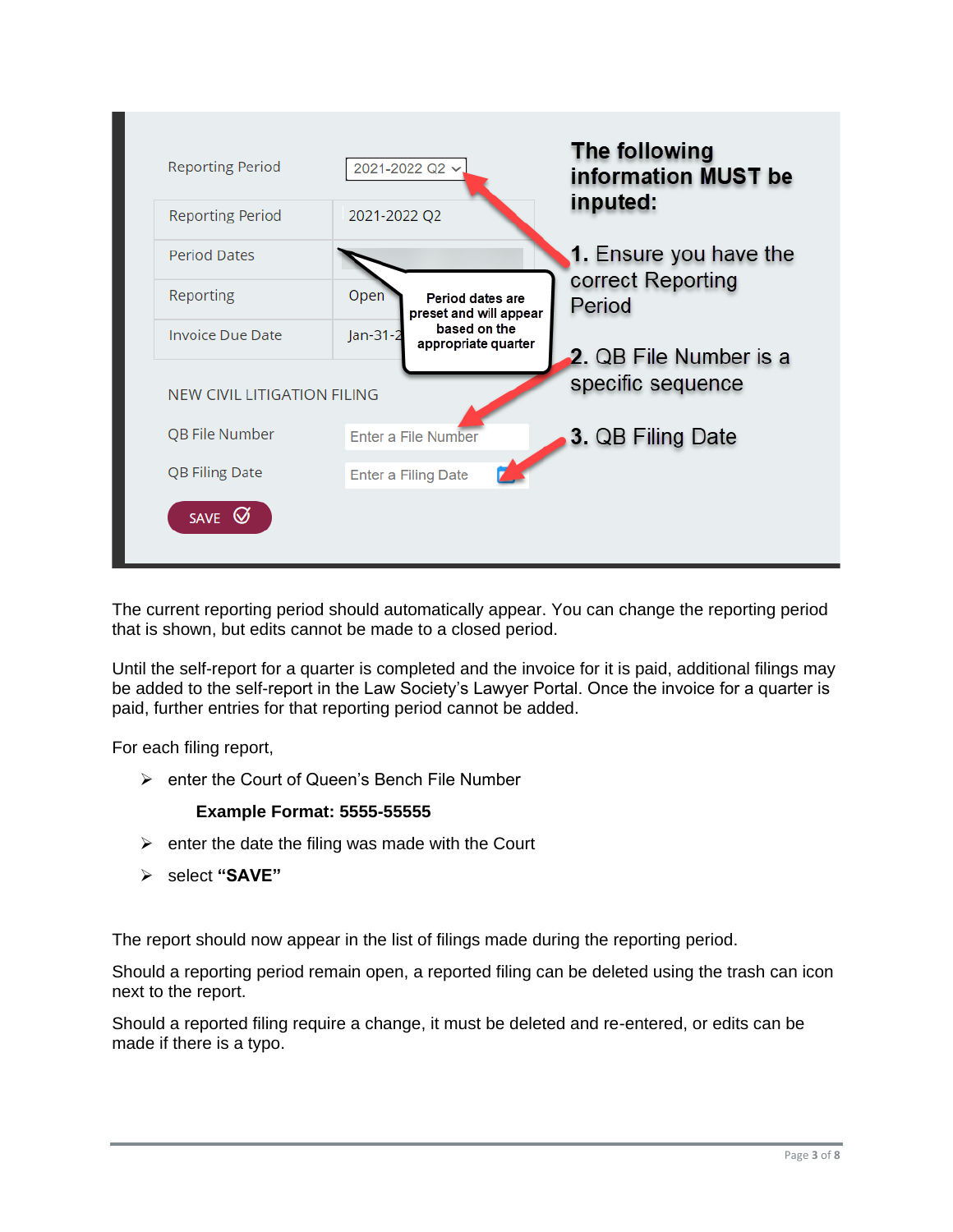| Reporting Period | 2021-2022 Q2 |
|---|---|
| Reporting Period | 2021-2022 Q2 |
| Period Dates | |
| Reporting | Open |
| Invoice Due Date | Jan-31-2 |

Period dates are preset and will appear based on the appropriate quarter

NEW CIVIL LITIGATION FILING

QB File Number: Enter a File Number

QB Filing Date: Enter a Filing Date

SAVE

**The following information MUST be inputed:**

**1.** Ensure you have the correct Reporting Period

**2.** QB File Number is a specific sequence

**3.** QB Filing Date

The current reporting period should automatically appear. You can change the reporting period that is shown, but edits cannot be made to a closed period.

Until the self-report for a quarter is completed and the invoice for it is paid, additional filings may be added to the self-report in the Law Society's Lawyer Portal. Once the invoice for a quarter is paid, further entries for that reporting period cannot be added.

For each filing report,

- enter the Court of Queen's Bench File Number

  **Example Format: 5555-55555**

- enter the date the filing was made with the Court
- select **"SAVE"**

The report should now appear in the list of filings made during the reporting period.

Should a reporting period remain open, a reported filing can be deleted using the trash can icon next to the report.

Should a reported filing require a change, it must be deleted and re-entered, or edits can be made if there is a typo.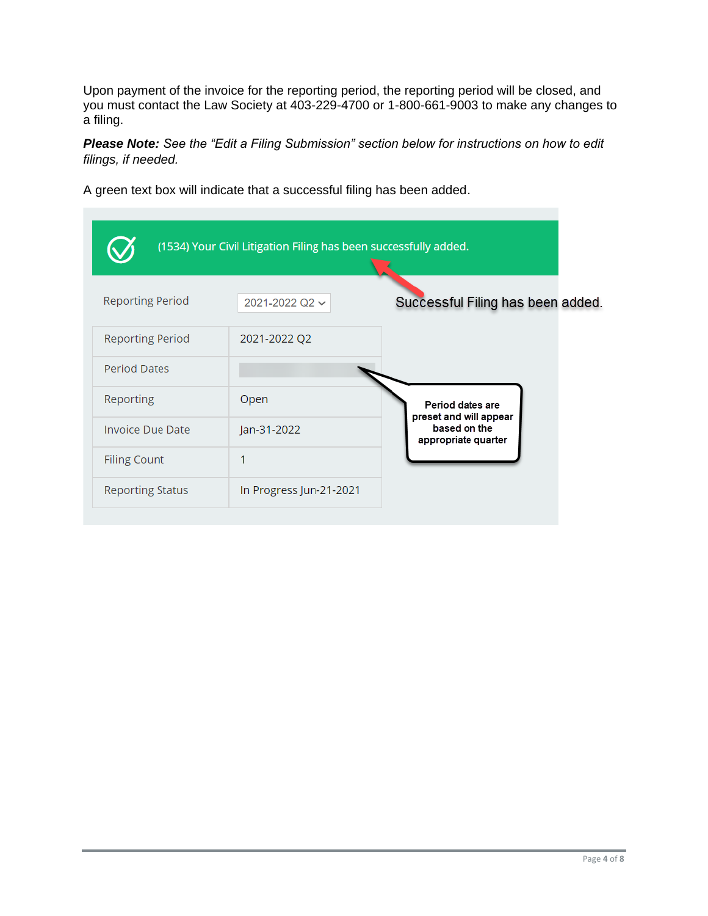Upon payment of the invoice for the reporting period, the reporting period will be closed, and you must contact the Law Society at 403-229-4700 or 1-800-661-9003 to make any changes to a filing.

***Please Note:*** *See the "Edit a Filing Submission" section below for instructions on how to edit filings, if needed.*

A green text box will indicate that a successful filing has been added.

(1534) Your Civil Litigation Filing has been successfully added.

Successful Filing has been added.

Reporting Period: 2021-2022 Q2

| Reporting Period | 2021-2022 Q2 |
|---|---|
| Period Dates | |
| Reporting | Open |
| Invoice Due Date | Jan-31-2022 |
| Filing Count | 1 |
| Reporting Status | In Progress Jun-21-2021 |

Period dates are preset and will appear based on the appropriate quarter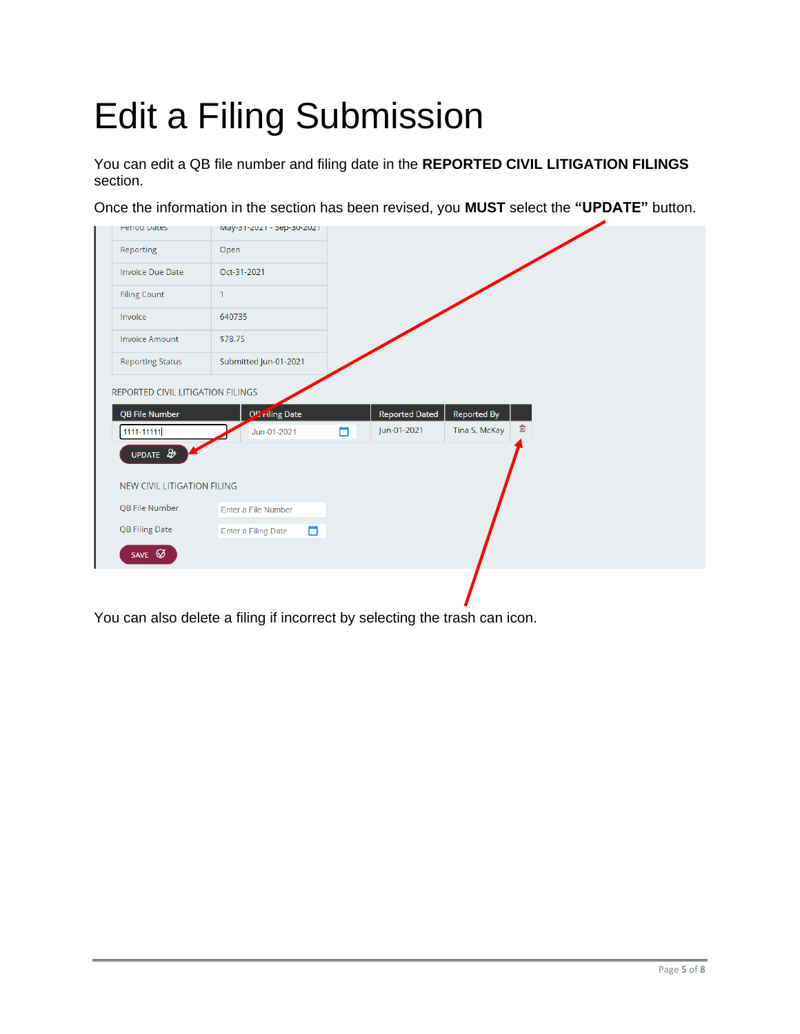# Edit a Filing Submission

You can edit a QB file number and filing date in the **REPORTED CIVIL LITIGATION FILINGS** section.

Once the information in the section has been revised, you **MUST** select the **"UPDATE"** button.

| | |
|---|---|
| Period Dates | May-31-2021 - Sep-30-2021 |
| Reporting | Open |
| Invoice Due Date | Oct-31-2021 |
| Filing Count | 1 |
| Invoice | 640735 |
| Invoice Amount | $78.75 |
| Reporting Status | Submitted Jun-01-2021 |

REPORTED CIVIL LITIGATION FILINGS

| QB File Number | QB Filing Date | Reported Dated | Reported By | |
|---|---|---|---|---|
| 1111-11111 | Jun-01-2021 | Jun-01-2021 | Tina S. McKay | |

UPDATE

NEW CIVIL LITIGATION FILING

QB File Number: Enter a File Number

QB Filing Date: Enter a Filing Date

SAVE

You can also delete a filing if incorrect by selecting the trash can icon.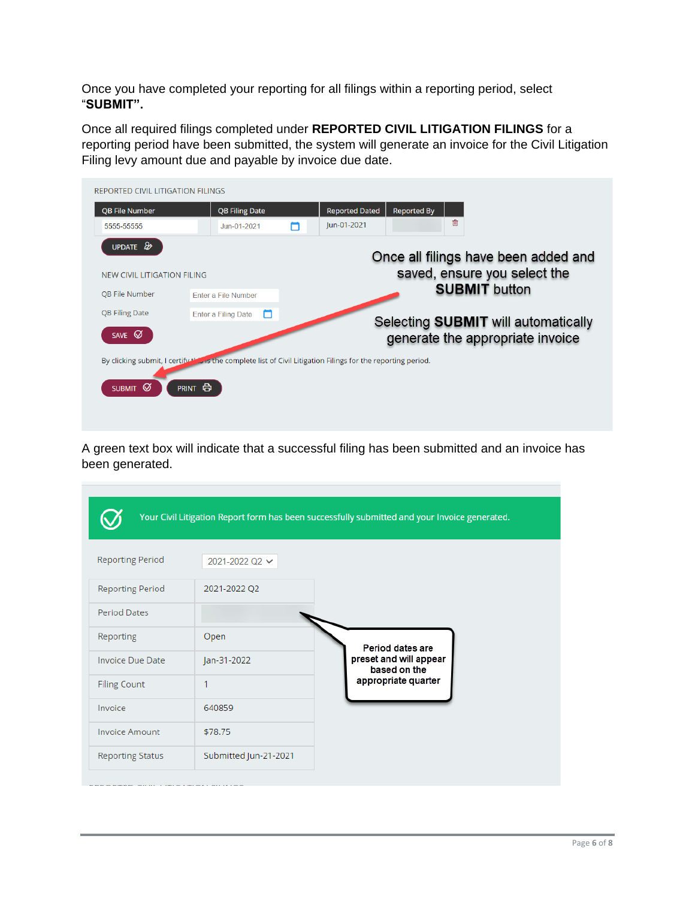Once you have completed your reporting for all filings within a reporting period, select "**SUBMIT**".

Once all required filings completed under **REPORTED CIVIL LITIGATION FILINGS** for a reporting period have been submitted, the system will generate an invoice for the Civil Litigation Filing levy amount due and payable by invoice due date.

REPORTED CIVIL LITIGATION FILINGS

| QB File Number | QB Filing Date | Reported Dated | Reported By | |
|---|---|---|---|---|
| 5555-55555 | Jun-01-2021 | Jun-01-2021 | | |

UPDATE

NEW CIVIL LITIGATION FILING

QB File Number: Enter a File Number

QB Filing Date: Enter a Filing Date

SAVE

By clicking submit, I certify this is the complete list of Civil Litigation Filings for the reporting period.

SUBMIT   PRINT

Once all filings have been added and saved, ensure you select the **SUBMIT** button

Selecting **SUBMIT** will automatically generate the appropriate invoice

A green text box will indicate that a successful filing has been submitted and an invoice has been generated.

Your Civil Litigation Report form has been successfully submitted and your Invoice generated.

Reporting Period: 2021-2022 Q2

| | |
|---|---|
| Reporting Period | 2021-2022 Q2 |
| Period Dates | |
| Reporting | Open |
| Invoice Due Date | Jan-31-2022 |
| Filing Count | 1 |
| Invoice | 640859 |
| Invoice Amount | $78.75 |
| Reporting Status | Submitted Jun-21-2021 |

Period dates are preset and will appear based on the appropriate quarter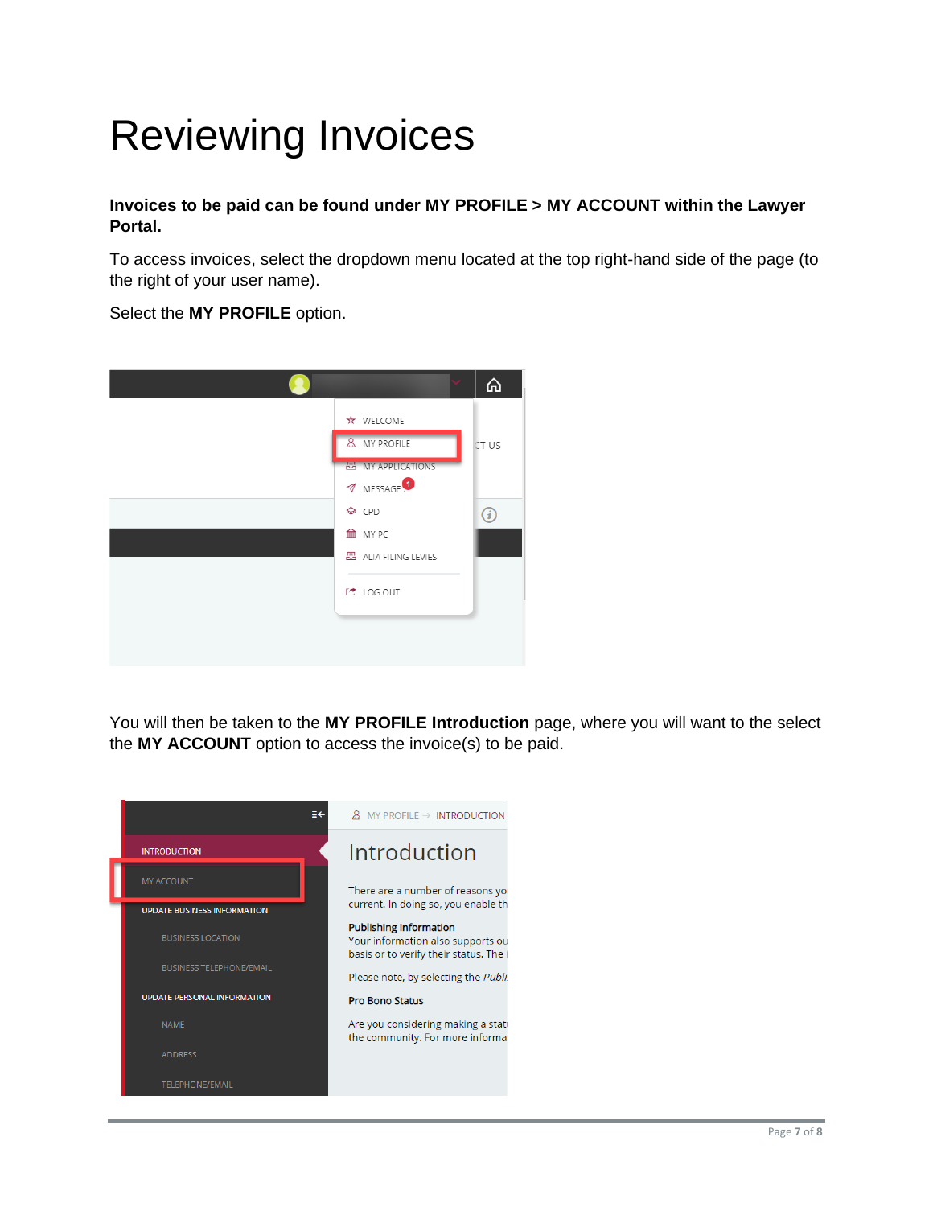# Reviewing Invoices

**Invoices to be paid can be found under MY PROFILE > MY ACCOUNT within the Lawyer Portal.**

To access invoices, select the dropdown menu located at the top right-hand side of the page (to the right of your user name).

Select the **MY PROFILE** option.

You will then be taken to the **MY PROFILE Introduction** page, where you will want to the select the **MY ACCOUNT** option to access the invoice(s) to be paid.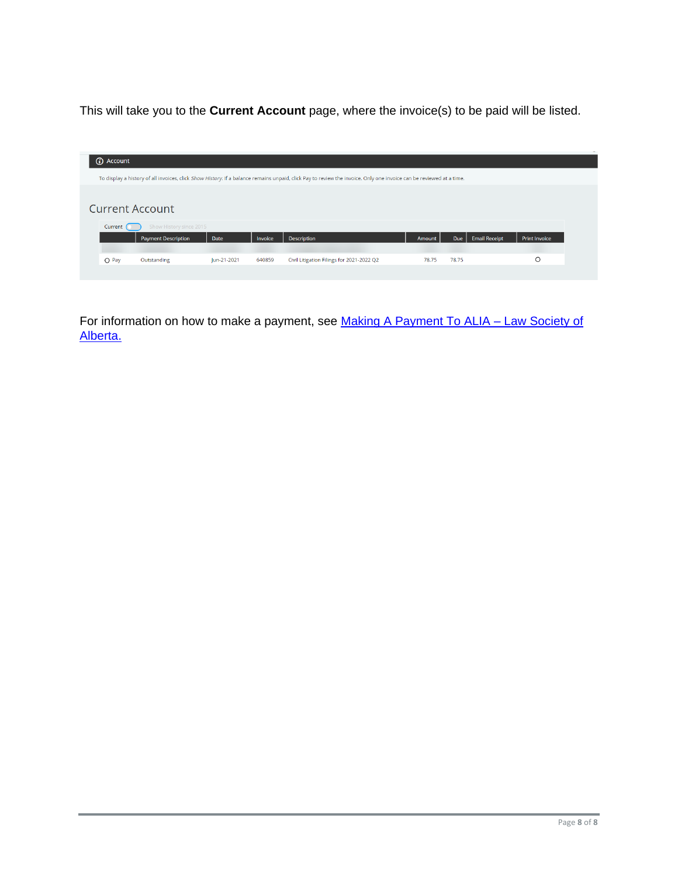This will take you to the **Current Account** page, where the invoice(s) to be paid will be listed.

Account

To display a history of all invoices, click *Show History*. If a balance remains unpaid, click Pay to review the invoice. Only one invoice can be reviewed at a time.

Current Account

Current Show History since 2015

| | Payment Description | Date | Invoice | Description | Amount | Due | Email Receipt | Print Invoice |
|---|---|---|---|---|---|---|---|---|
| Pay | Outstanding | Jun-21-2021 | 640859 | Civil Litigation Filings for 2021-2022 Q2 | 78.75 | 78.75 | | |

For information on how to make a payment, see [Making A Payment To ALIA – Law Society of Alberta.]()